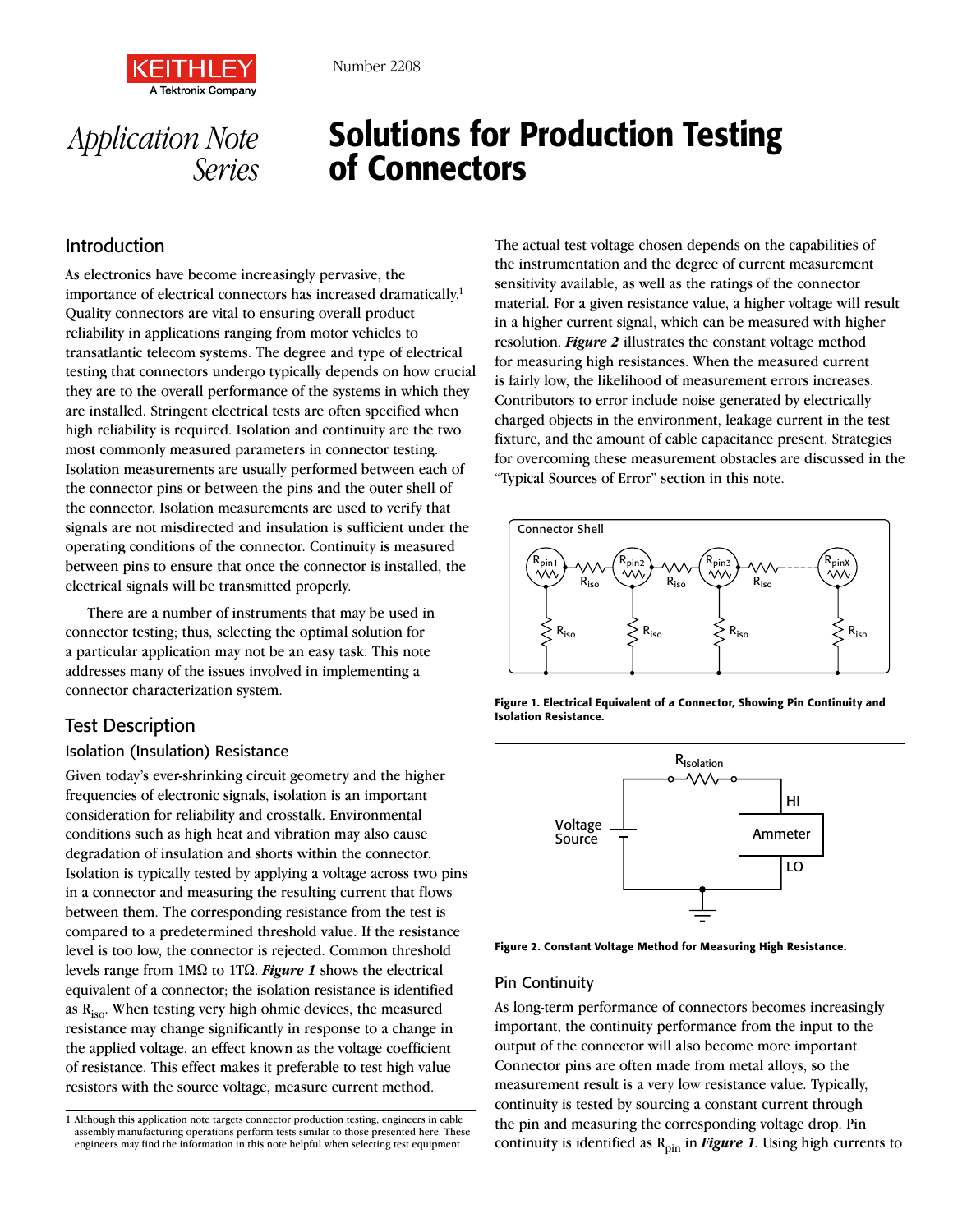Number 2208

Application Note Series

# Solutions for Production Testing of Connectors

## Introduction

As electronics have become increasingly pervasive, the importance of electrical connectors has increased dramatically.[1] Quality connectors are vital to ensuring overall product reliability in applications ranging from motor vehicles to transatlantic telecom systems. The degree and type of electrical testing that connectors undergo typically depends on how crucial they are to the overall performance of the systems in which they are installed. Stringent electrical tests are often specified when high reliability is required. Isolation and continuity are the two most commonly measured parameters in connector testing. Isolation measurements are usually performed between each of the connector pins or between the pins and the outer shell of the connector. Isolation measurements are used to verify that signals are not misdirected and insulation is sufficient under the operating conditions of the connector. Continuity is measured between pins to ensure that once the connector is installed, the electrical signals will be transmitted properly.

There are a number of instruments that may be used in connector testing; thus, selecting the optimal solution for a particular application may not be an easy task. This note addresses many of the issues involved in implementing a connector characterization system.

## Test Description

### Isolation (Insulation) Resistance

Given today's ever-shrinking circuit geometry and the higher frequencies of electronic signals, isolation is an important consideration for reliability and crosstalk. Environmental conditions such as high heat and vibration may also cause degradation of insulation and shorts within the connector. Isolation is typically tested by applying a voltage across two pins in a connector and measuring the resulting current that flows between them. The corresponding resistance from the test is compared to a predetermined threshold value. If the resistance level is too low, the connector is rejected. Common threshold levels range from 1MΩ to 1TΩ. ***Figure 1*** shows the electrical equivalent of a connector; the isolation resistance is identified as $R_{iso}$. When testing very high ohmic devices, the measured resistance may change significantly in response to a change in the applied voltage, an effect known as the voltage coefficient of resistance. This effect makes it preferable to test high value resistors with the source voltage, measure current method.

The actual test voltage chosen depends on the capabilities of the instrumentation and the degree of current measurement sensitivity available, as well as the ratings of the connector material. For a given resistance value, a higher voltage will result in a higher current signal, which can be measured with higher resolution. ***Figure 2*** illustrates the constant voltage method for measuring high resistances. When the measured current is fairly low, the likelihood of measurement errors increases. Contributors to error include noise generated by electrically charged objects in the environment, leakage current in the test fixture, and the amount of cable capacitance present. Strategies for overcoming these measurement obstacles are discussed in the "Typical Sources of Error" section in this note.

**Figure 1. Electrical Equivalent of a Connector, Showing Pin Continuity and Isolation Resistance.**

**Figure 2. Constant Voltage Method for Measuring High Resistance.**

### Pin Continuity

As long-term performance of connectors becomes increasingly important, the continuity performance from the input to the output of the connector will also become more important. Connector pins are often made from metal alloys, so the measurement result is a very low resistance value. Typically, continuity is tested by sourcing a constant current through the pin and measuring the corresponding voltage drop. Pin continuity is identified as $R_{pin}$ in ***Figure 1***. Using high currents to

1 Although this application note targets connector production testing, engineers in cable assembly manufacturing operations perform tests similar to those presented here. These engineers may find the information in this note helpful when selecting test equipment.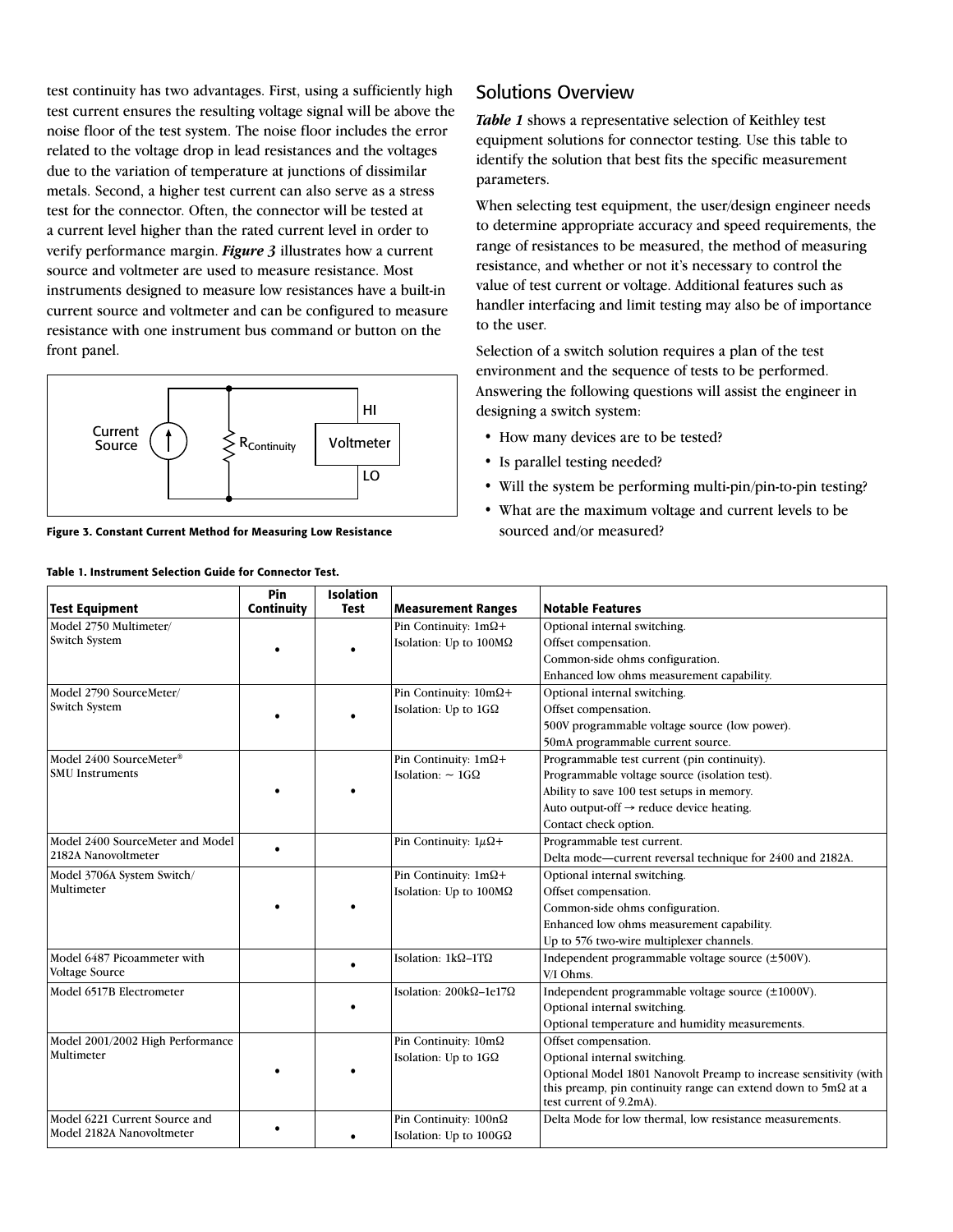test continuity has two advantages. First, using a sufficiently high test current ensures the resulting voltage signal will be above the noise floor of the test system. The noise floor includes the error related to the voltage drop in lead resistances and the voltages due to the variation of temperature at junctions of dissimilar metals. Second, a higher test current can also serve as a stress test for the connector. Often, the connector will be tested at a current level higher than the rated current level in order to verify performance margin. ***Figure 3*** illustrates how a current source and voltmeter are used to measure resistance. Most instruments designed to measure low resistances have a built-in current source and voltmeter and can be configured to measure resistance with one instrument bus command or button on the front panel.

**Figure 3. Constant Current Method for Measuring Low Resistance**

## Solutions Overview

***Table 1*** shows a representative selection of Keithley test equipment solutions for connector testing. Use this table to identify the solution that best fits the specific measurement parameters.

When selecting test equipment, the user/design engineer needs to determine appropriate accuracy and speed requirements, the range of resistances to be measured, the method of measuring resistance, and whether or not it's necessary to control the value of test current or voltage. Additional features such as handler interfacing and limit testing may also be of importance to the user.

Selection of a switch solution requires a plan of the test environment and the sequence of tests to be performed. Answering the following questions will assist the engineer in designing a switch system:

- How many devices are to be tested?
- Is parallel testing needed?
- Will the system be performing multi-pin/pin-to-pin testing?
- What are the maximum voltage and current levels to be sourced and/or measured?

**Table 1. Instrument Selection Guide for Connector Test.**

| Test Equipment | Pin Continuity | Isolation Test | Measurement Ranges | Notable Features |
|---|---|---|---|---|
| Model 2750 Multimeter/ Switch System | • | • | Pin Continuity: 1mΩ+<br>Isolation: Up to 100MΩ | Optional internal switching.<br>Offset compensation.<br>Common-side ohms configuration.<br>Enhanced low ohms measurement capability. |
| Model 2790 SourceMeter/ Switch System | • | • | Pin Continuity: 10mΩ+<br>Isolation: Up to 1GΩ | Optional internal switching.<br>Offset compensation.<br>500V programmable voltage source (low power).<br>50mA programmable current source. |
| Model 2400 SourceMeter® SMU Instruments | • | • | Pin Continuity: 1mΩ+<br>Isolation: ~ 1GΩ | Programmable test current (pin continuity).<br>Programmable voltage source (isolation test).<br>Ability to save 100 test setups in memory.<br>Auto output-off → reduce device heating.<br>Contact check option. |
| Model 2400 SourceMeter and Model 2182A Nanovoltmeter | • | | Pin Continuity: 1µΩ+ | Programmable test current.<br>Delta mode—current reversal technique for 2400 and 2182A. |
| Model 3706A System Switch/ Multimeter | • | • | Pin Continuity: 1mΩ+<br>Isolation: Up to 100MΩ | Optional internal switching.<br>Offset compensation.<br>Common-side ohms configuration.<br>Enhanced low ohms measurement capability.<br>Up to 576 two-wire multiplexer channels. |
| Model 6487 Picoammeter with Voltage Source | | • | Isolation: 1kΩ–1TΩ | Independent programmable voltage source (±500V).<br>V/I Ohms. |
| Model 6517B Electrometer | | • | Isolation: 200kΩ–1e17Ω | Independent programmable voltage source (±1000V).<br>Optional internal switching.<br>Optional temperature and humidity measurements. |
| Model 2001/2002 High Performance Multimeter | • | • | Pin Continuity: 10mΩ<br>Isolation: Up to 1GΩ | Offset compensation.<br>Optional internal switching.<br>Optional Model 1801 Nanovolt Preamp to increase sensitivity (with this preamp, pin continuity range can extend down to 5mΩ at a test current of 9.2mA). |
| Model 6221 Current Source and Model 2182A Nanovoltmeter | • | • | Pin Continuity: 100nΩ<br>Isolation: Up to 100GΩ | Delta Mode for low thermal, low resistance measurements. |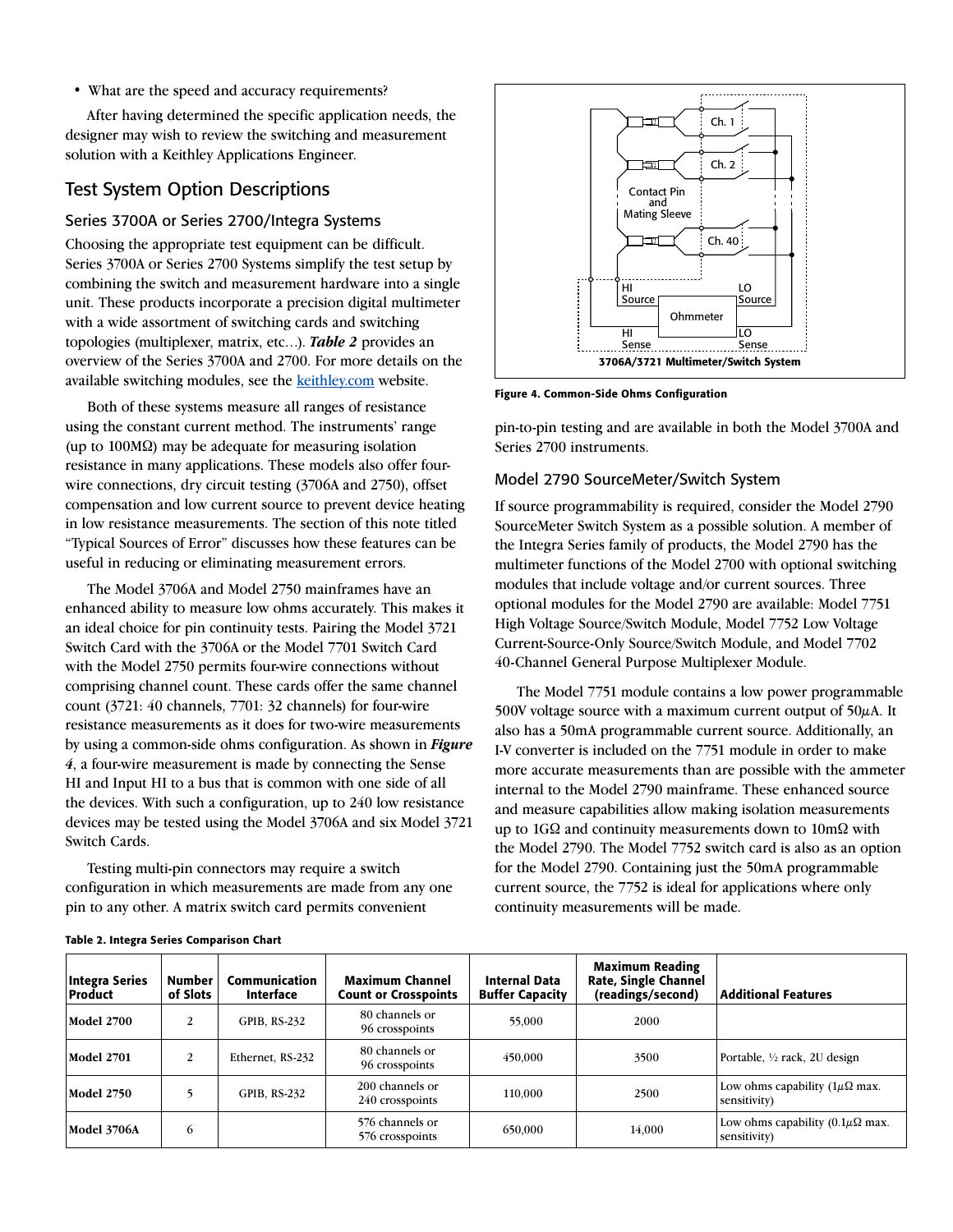- What are the speed and accuracy requirements?

After having determined the specific application needs, the designer may wish to review the switching and measurement solution with a Keithley Applications Engineer.

## Test System Option Descriptions

### Series 3700A or Series 2700/Integra Systems

Choosing the appropriate test equipment can be difficult. Series 3700A or Series 2700 Systems simplify the test setup by combining the switch and measurement hardware into a single unit. These products incorporate a precision digital multimeter with a wide assortment of switching cards and switching topologies (multiplexer, matrix, etc…). ***Table 2*** provides an overview of the Series 3700A and 2700. For more details on the available switching modules, see the keithley.com website.

Both of these systems measure all ranges of resistance using the constant current method. The instruments' range (up to 100MΩ) may be adequate for measuring isolation resistance in many applications. These models also offer four-wire connections, dry circuit testing (3706A and 2750), offset compensation and low current source to prevent device heating in low resistance measurements. The section of this note titled "Typical Sources of Error" discusses how these features can be useful in reducing or eliminating measurement errors.

The Model 3706A and Model 2750 mainframes have an enhanced ability to measure low ohms accurately. This makes it an ideal choice for pin continuity tests. Pairing the Model 3721 Switch Card with the 3706A or the Model 7701 Switch Card with the Model 2750 permits four-wire connections without comprising channel count. These cards offer the same channel count (3721: 40 channels, 7701: 32 channels) for four-wire resistance measurements as it does for two-wire measurements by using a common-side ohms configuration. As shown in ***Figure 4***, a four-wire measurement is made by connecting the Sense HI and Input HI to a bus that is common with one side of all the devices. With such a configuration, up to 240 low resistance devices may be tested using the Model 3706A and six Model 3721 Switch Cards.

Testing multi-pin connectors may require a switch configuration in which measurements are made from any one pin to any other. A matrix switch card permits convenient pin-to-pin testing and are available in both the Model 3700A and Series 2700 instruments.

**Figure 4. Common-Side Ohms Configuration**

### Model 2790 SourceMeter/Switch System

If source programmability is required, consider the Model 2790 SourceMeter Switch System as a possible solution. A member of the Integra Series family of products, the Model 2790 has the multimeter functions of the Model 2700 with optional switching modules that include voltage and/or current sources. Three optional modules for the Model 2790 are available: Model 7751 High Voltage Source/Switch Module, Model 7752 Low Voltage Current-Source-Only Source/Switch Module, and Model 7702 40-Channel General Purpose Multiplexer Module.

The Model 7751 module contains a low power programmable 500V voltage source with a maximum current output of 50μA. It also has a 50mA programmable current source. Additionally, an I-V converter is included on the 7751 module in order to make more accurate measurements than are possible with the ammeter internal to the Model 2790 mainframe. These enhanced source and measure capabilities allow making isolation measurements up to 1GΩ and continuity measurements down to 10mΩ with the Model 2790. The Model 7752 switch card is also as an option for the Model 2790. Containing just the 50mA programmable current source, the 7752 is ideal for applications where only continuity measurements will be made.

**Table 2. Integra Series Comparison Chart**

| Integra Series Product | Number of Slots | Communication Interface | Maximum Channel Count or Crosspoints | Internal Data Buffer Capacity | Maximum Reading Rate, Single Channel (readings/second) | Additional Features |
|---|---|---|---|---|---|---|
| **Model 2700** | 2 | GPIB, RS-232 | 80 channels or 96 crosspoints | 55,000 | 2000 | |
| **Model 2701** | 2 | Ethernet, RS-232 | 80 channels or 96 crosspoints | 450,000 | 3500 | Portable, ½ rack, 2U design |
| **Model 2750** | 5 | GPIB, RS-232 | 200 channels or 240 crosspoints | 110,000 | 2500 | Low ohms capability (1μΩ max. sensitivity) |
| **Model 3706A** | 6 | | 576 channels or 576 crosspoints | 650,000 | 14,000 | Low ohms capability (0.1μΩ max. sensitivity) |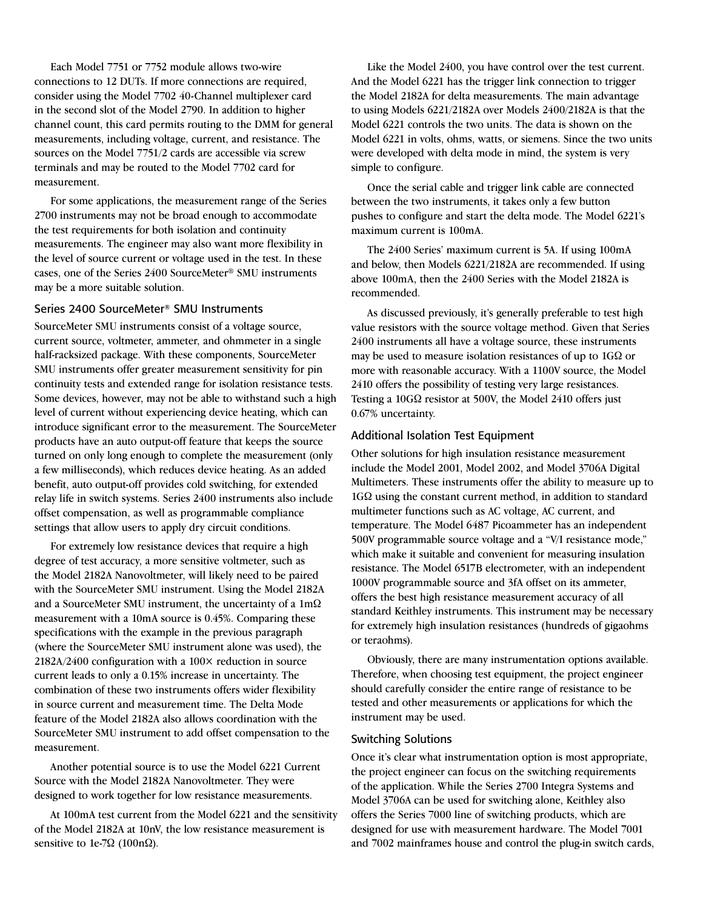Each Model 7751 or 7752 module allows two-wire connections to 12 DUTs. If more connections are required, consider using the Model 7702 40-Channel multiplexer card in the second slot of the Model 2790. In addition to higher channel count, this card permits routing to the DMM for general measurements, including voltage, current, and resistance. The sources on the Model 7751/2 cards are accessible via screw terminals and may be routed to the Model 7702 card for measurement.

For some applications, the measurement range of the Series 2700 instruments may not be broad enough to accommodate the test requirements for both isolation and continuity measurements. The engineer may also want more flexibility in the level of source current or voltage used in the test. In these cases, one of the Series 2400 SourceMeter® SMU instruments may be a more suitable solution.

### Series 2400 SourceMeter® SMU Instruments

SourceMeter SMU instruments consist of a voltage source, current source, voltmeter, ammeter, and ohmmeter in a single half-racksized package. With these components, SourceMeter SMU instruments offer greater measurement sensitivity for pin continuity tests and extended range for isolation resistance tests. Some devices, however, may not be able to withstand such a high level of current without experiencing device heating, which can introduce significant error to the measurement. The SourceMeter products have an auto output-off feature that keeps the source turned on only long enough to complete the measurement (only a few milliseconds), which reduces device heating. As an added benefit, auto output-off provides cold switching, for extended relay life in switch systems. Series 2400 instruments also include offset compensation, as well as programmable compliance settings that allow users to apply dry circuit conditions.

For extremely low resistance devices that require a high degree of test accuracy, a more sensitive voltmeter, such as the Model 2182A Nanovoltmeter, will likely need to be paired with the SourceMeter SMU instrument. Using the Model 2182A and a SourceMeter SMU instrument, the uncertainty of a 1mΩ measurement with a 10mA source is 0.45%. Comparing these specifications with the example in the previous paragraph (where the SourceMeter SMU instrument alone was used), the 2182A/2400 configuration with a 100× reduction in source current leads to only a 0.15% increase in uncertainty. The combination of these two instruments offers wider flexibility in source current and measurement time. The Delta Mode feature of the Model 2182A also allows coordination with the SourceMeter SMU instrument to add offset compensation to the measurement.

Another potential source is to use the Model 6221 Current Source with the Model 2182A Nanovoltmeter. They were designed to work together for low resistance measurements.

At 100mA test current from the Model 6221 and the sensitivity of the Model 2182A at 10nV, the low resistance measurement is sensitive to 1e-7Ω (100nΩ).

Like the Model 2400, you have control over the test current. And the Model 6221 has the trigger link connection to trigger the Model 2182A for delta measurements. The main advantage to using Models 6221/2182A over Models 2400/2182A is that the Model 6221 controls the two units. The data is shown on the Model 6221 in volts, ohms, watts, or siemens. Since the two units were developed with delta mode in mind, the system is very simple to configure.

Once the serial cable and trigger link cable are connected between the two instruments, it takes only a few button pushes to configure and start the delta mode. The Model 6221's maximum current is 100mA.

The 2400 Series' maximum current is 5A. If using 100mA and below, then Models 6221/2182A are recommended. If using above 100mA, then the 2400 Series with the Model 2182A is recommended.

As discussed previously, it's generally preferable to test high value resistors with the source voltage method. Given that Series 2400 instruments all have a voltage source, these instruments may be used to measure isolation resistances of up to 1GΩ or more with reasonable accuracy. With a 1100V source, the Model 2410 offers the possibility of testing very large resistances. Testing a 10GΩ resistor at 500V, the Model 2410 offers just 0.67% uncertainty.

### Additional Isolation Test Equipment

Other solutions for high insulation resistance measurement include the Model 2001, Model 2002, and Model 3706A Digital Multimeters. These instruments offer the ability to measure up to 1GΩ using the constant current method, in addition to standard multimeter functions such as AC voltage, AC current, and temperature. The Model 6487 Picoammeter has an independent 500V programmable source voltage and a "V/I resistance mode," which make it suitable and convenient for measuring insulation resistance. The Model 6517B electrometer, with an independent 1000V programmable source and 3fA offset on its ammeter, offers the best high resistance measurement accuracy of all standard Keithley instruments. This instrument may be necessary for extremely high insulation resistances (hundreds of gigaohms or teraohms).

Obviously, there are many instrumentation options available. Therefore, when choosing test equipment, the project engineer should carefully consider the entire range of resistance to be tested and other measurements or applications for which the instrument may be used.

### Switching Solutions

Once it's clear what instrumentation option is most appropriate, the project engineer can focus on the switching requirements of the application. While the Series 2700 Integra Systems and Model 3706A can be used for switching alone, Keithley also offers the Series 7000 line of switching products, which are designed for use with measurement hardware. The Model 7001 and 7002 mainframes house and control the plug-in switch cards,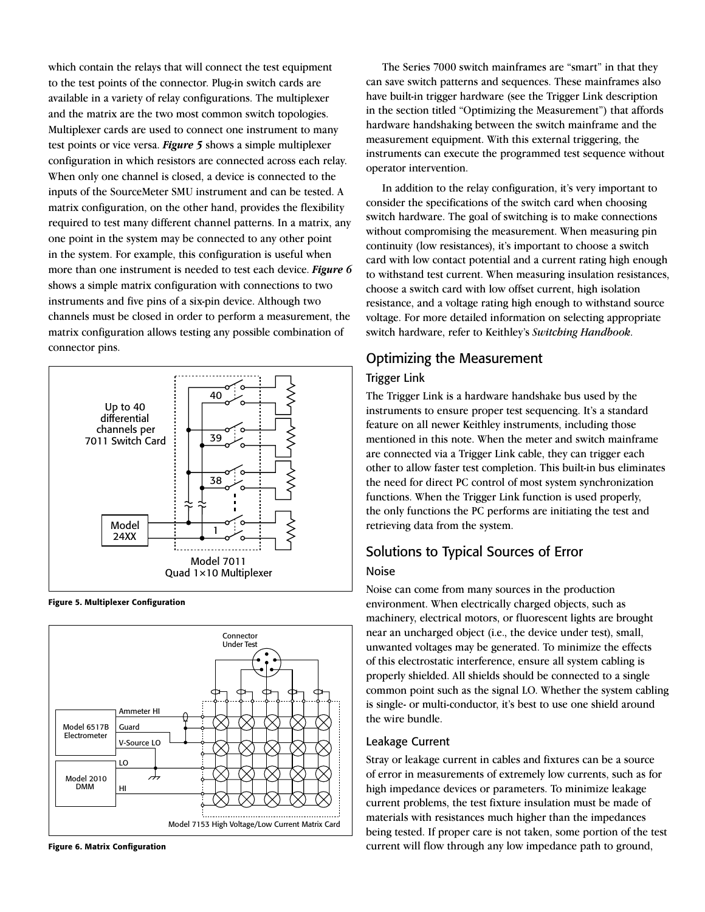which contain the relays that will connect the test equipment to the test points of the connector. Plug-in switch cards are available in a variety of relay configurations. The multiplexer and the matrix are the two most common switch topologies. Multiplexer cards are used to connect one instrument to many test points or vice versa. ***Figure 5*** shows a simple multiplexer configuration in which resistors are connected across each relay. When only one channel is closed, a device is connected to the inputs of the SourceMeter SMU instrument and can be tested. A matrix configuration, on the other hand, provides the flexibility required to test many different channel patterns. In a matrix, any one point in the system may be connected to any other point in the system. For example, this configuration is useful when more than one instrument is needed to test each device. ***Figure 6*** shows a simple matrix configuration with connections to two instruments and five pins of a six-pin device. Although two channels must be closed in order to perform a measurement, the matrix configuration allows testing any possible combination of connector pins.

**Figure 5. Multiplexer Configuration**

**Figure 6. Matrix Configuration**

The Series 7000 switch mainframes are "smart" in that they can save switch patterns and sequences. These mainframes also have built-in trigger hardware (see the Trigger Link description in the section titled "Optimizing the Measurement") that affords hardware handshaking between the switch mainframe and the measurement equipment. With this external triggering, the instruments can execute the programmed test sequence without operator intervention.

In addition to the relay configuration, it's very important to consider the specifications of the switch card when choosing switch hardware. The goal of switching is to make connections without compromising the measurement. When measuring pin continuity (low resistances), it's important to choose a switch card with low contact potential and a current rating high enough to withstand test current. When measuring insulation resistances, choose a switch card with low offset current, high isolation resistance, and a voltage rating high enough to withstand source voltage. For more detailed information on selecting appropriate switch hardware, refer to Keithley's *Switching Handbook*.

## Optimizing the Measurement

### Trigger Link

The Trigger Link is a hardware handshake bus used by the instruments to ensure proper test sequencing. It's a standard feature on all newer Keithley instruments, including those mentioned in this note. When the meter and switch mainframe are connected via a Trigger Link cable, they can trigger each other to allow faster test completion. This built-in bus eliminates the need for direct PC control of most system synchronization functions. When the Trigger Link function is used properly, the only functions the PC performs are initiating the test and retrieving data from the system.

## Solutions to Typical Sources of Error

### Noise

Noise can come from many sources in the production environment. When electrically charged objects, such as machinery, electrical motors, or fluorescent lights are brought near an uncharged object (i.e., the device under test), small, unwanted voltages may be generated. To minimize the effects of this electrostatic interference, ensure all system cabling is properly shielded. All shields should be connected to a single common point such as the signal LO. Whether the system cabling is single- or multi-conductor, it's best to use one shield around the wire bundle.

### Leakage Current

Stray or leakage current in cables and fixtures can be a source of error in measurements of extremely low currents, such as for high impedance devices or parameters. To minimize leakage current problems, the test fixture insulation must be made of materials with resistances much higher than the impedances being tested. If proper care is not taken, some portion of the test current will flow through any low impedance path to ground,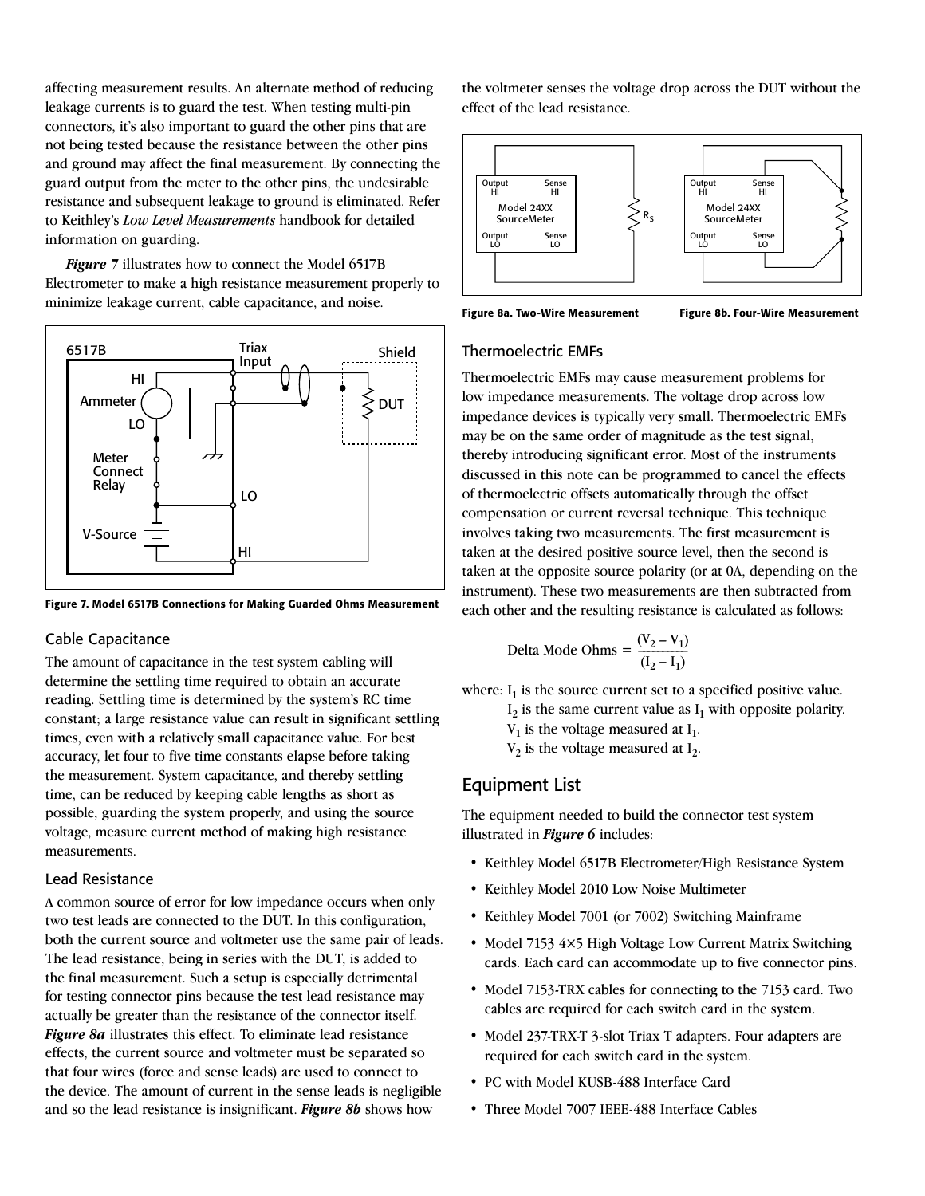affecting measurement results. An alternate method of reducing leakage currents is to guard the test. When testing multi-pin connectors, it's also important to guard the other pins that are not being tested because the resistance between the other pins and ground may affect the final measurement. By connecting the guard output from the meter to the other pins, the undesirable resistance and subsequent leakage to ground is eliminated. Refer to Keithley's *Low Level Measurements* handbook for detailed information on guarding.

***Figure* 7** illustrates how to connect the Model 6517B Electrometer to make a high resistance measurement properly to minimize leakage current, cable capacitance, and noise.

**Figure 7. Model 6517B Connections for Making Guarded Ohms Measurement**

### Cable Capacitance

The amount of capacitance in the test system cabling will determine the settling time required to obtain an accurate reading. Settling time is determined by the system's RC time constant; a large resistance value can result in significant settling times, even with a relatively small capacitance value. For best accuracy, let four to five time constants elapse before taking the measurement. System capacitance, and thereby settling time, can be reduced by keeping cable lengths as short as possible, guarding the system properly, and using the source voltage, measure current method of making high resistance measurements.

### Lead Resistance

A common source of error for low impedance occurs when only two test leads are connected to the DUT. In this configuration, both the current source and voltmeter use the same pair of leads. The lead resistance, being in series with the DUT, is added to the final measurement. Such a setup is especially detrimental for testing connector pins because the test lead resistance may actually be greater than the resistance of the connector itself. ***Figure 8a*** illustrates this effect. To eliminate lead resistance effects, the current source and voltmeter must be separated so that four wires (force and sense leads) are used to connect to the device. The amount of current in the sense leads is negligible and so the lead resistance is insignificant. ***Figure 8b*** shows how the voltmeter senses the voltage drop across the DUT without the effect of the lead resistance.

**Figure 8a. Two-Wire Measurement** **Figure 8b. Four-Wire Measurement**

### Thermoelectric EMFs

Thermoelectric EMFs may cause measurement problems for low impedance measurements. The voltage drop across low impedance devices is typically very small. Thermoelectric EMFs may be on the same order of magnitude as the test signal, thereby introducing significant error. Most of the instruments discussed in this note can be programmed to cancel the effects of thermoelectric offsets automatically through the offset compensation or current reversal technique. This technique involves taking two measurements. The first measurement is taken at the desired positive source level, then the second is taken at the opposite source polarity (or at 0A, depending on the instrument). These two measurements are then subtracted from each other and the resulting resistance is calculated as follows:

$$\text{Delta Mode Ohms} = \frac{(V_2 - V_1)}{(I_2 - I_1)}$$

where: $I_1$ is the source current set to a specified positive value.
$I_2$ is the same current value as $I_1$ with opposite polarity.
$V_1$ is the voltage measured at $I_1$.
$V_2$ is the voltage measured at $I_2$.

## Equipment List

The equipment needed to build the connector test system illustrated in ***Figure 6*** includes:

- Keithley Model 6517B Electrometer/High Resistance System
- Keithley Model 2010 Low Noise Multimeter
- Keithley Model 7001 (or 7002) Switching Mainframe
- Model 7153 4×5 High Voltage Low Current Matrix Switching cards. Each card can accommodate up to five connector pins.
- Model 7153-TRX cables for connecting to the 7153 card. Two cables are required for each switch card in the system.
- Model 237-TRX-T 3-slot Triax T adapters. Four adapters are required for each switch card in the system.
- PC with Model KUSB-488 Interface Card
- Three Model 7007 IEEE-488 Interface Cables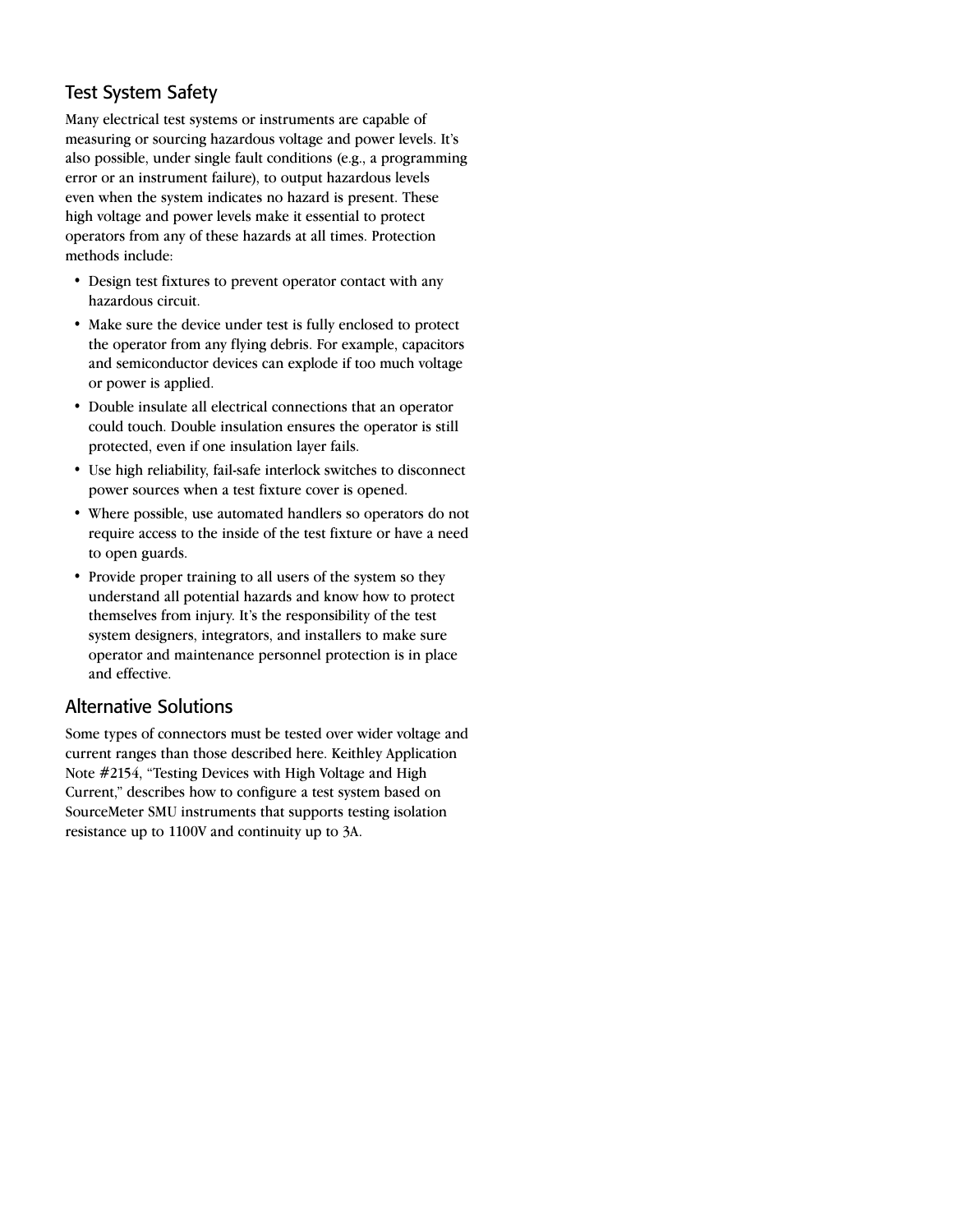## Test System Safety

Many electrical test systems or instruments are capable of measuring or sourcing hazardous voltage and power levels. It's also possible, under single fault conditions (e.g., a programming error or an instrument failure), to output hazardous levels even when the system indicates no hazard is present. These high voltage and power levels make it essential to protect operators from any of these hazards at all times. Protection methods include:

- Design test fixtures to prevent operator contact with any hazardous circuit.
- Make sure the device under test is fully enclosed to protect the operator from any flying debris. For example, capacitors and semiconductor devices can explode if too much voltage or power is applied.
- Double insulate all electrical connections that an operator could touch. Double insulation ensures the operator is still protected, even if one insulation layer fails.
- Use high reliability, fail-safe interlock switches to disconnect power sources when a test fixture cover is opened.
- Where possible, use automated handlers so operators do not require access to the inside of the test fixture or have a need to open guards.
- Provide proper training to all users of the system so they understand all potential hazards and know how to protect themselves from injury. It's the responsibility of the test system designers, integrators, and installers to make sure operator and maintenance personnel protection is in place and effective.

## Alternative Solutions

Some types of connectors must be tested over wider voltage and current ranges than those described here. Keithley Application Note #2154, "Testing Devices with High Voltage and High Current," describes how to configure a test system based on SourceMeter SMU instruments that supports testing isolation resistance up to 1100V and continuity up to 3A.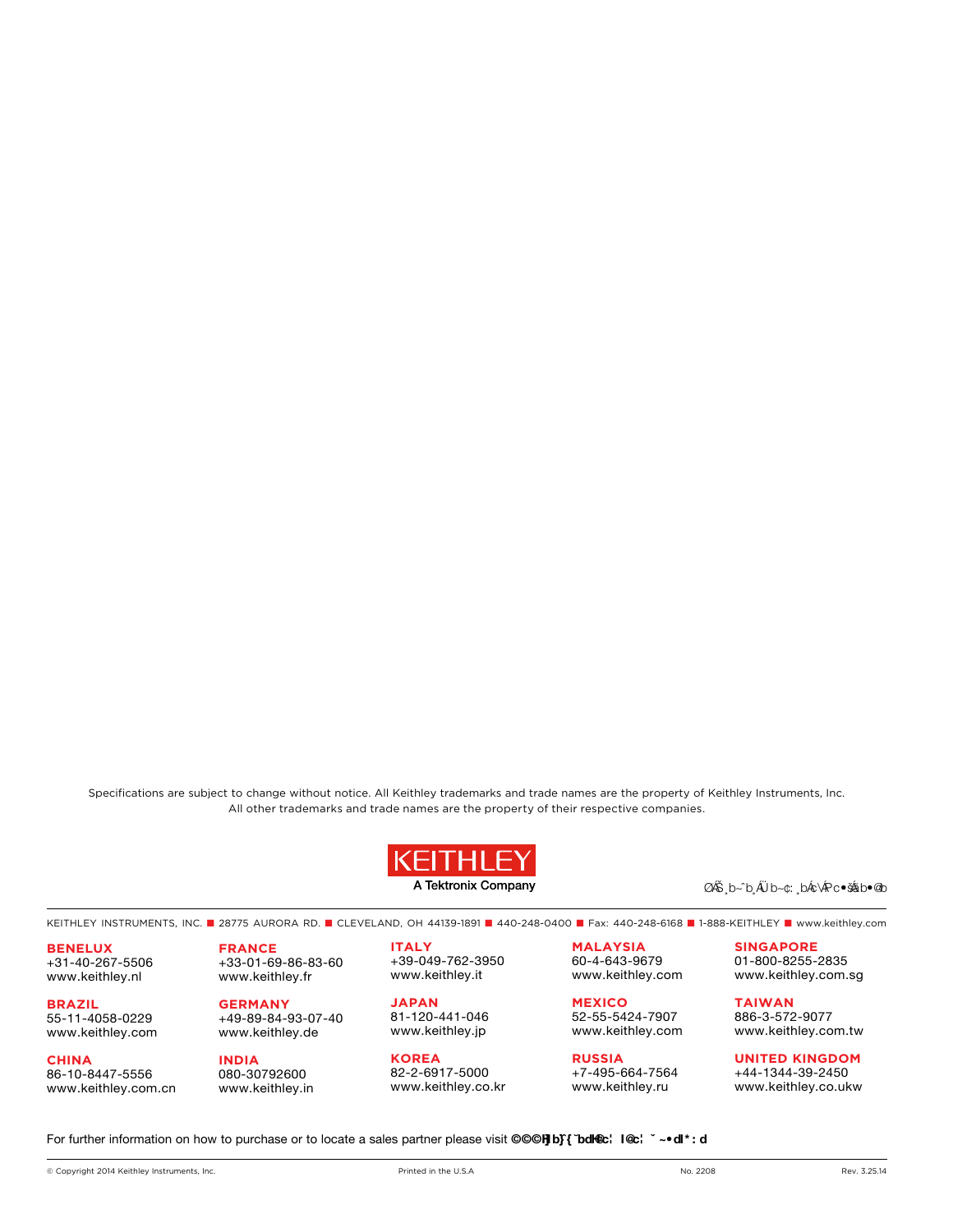Specifications are subject to change without notice. All Keithley trademarks and trade names are the property of Keithley Instruments, Inc.
All other trademarks and trade names are the property of their respective companies.

KEITHLEY

A Tektronix Company

ØÃŠ¸b~˜b¸ÃÜb~¢:¸bÁcVÂPc•šÃb•@b

KEITHLEY INSTRUMENTS, INC. ■ 28775 AURORA RD. ■ CLEVELAND, OH 44139-1891 ■ 440-248-0400 ■ Fax: 440-248-6168 ■ 1-888-KEITHLEY ■ www.keithley.com

**BENELUX**
+31-40-267-5506
www.keithley.nl

**BRAZIL**
55-11-4058-0229
www.keithley.com

**CHINA**
86-10-8447-5556
www.keithley.com.cn

**FRANCE**
+33-01-69-86-83-60
www.keithley.fr

**GERMANY**
+49-89-84-93-07-40
www.keithley.de

**INDIA**
080-30792600
www.keithley.in

**ITALY**
+39-049-762-3950
www.keithley.it

**JAPAN**
81-120-441-046
www.keithley.jp

**KOREA**
82-2-6917-5000
www.keithley.co.kr

**MALAYSIA**
60-4-643-9679
www.keithley.com

**MEXICO**
52-55-5424-7907
www.keithley.com

**RUSSIA**
+7-495-664-7564
www.keithley.ru

**SINGAPORE**
01-800-8255-2835
www.keithley.com.sg

**TAIWAN**
886-3-572-9077
www.keithley.com.tw

**UNITED KINGDOM**
+44-1344-39-2450
www.keithley.co.ukw

For further information on how to purchase or to locate a sales partner please visit **©©©Hb}{˜bdHc¦ I@c¦ ˘~•dI*:d**

© Copyright 2014 Keithley Instruments, Inc. Printed in the U.S.A No. 2208 Rev. 3.25.14